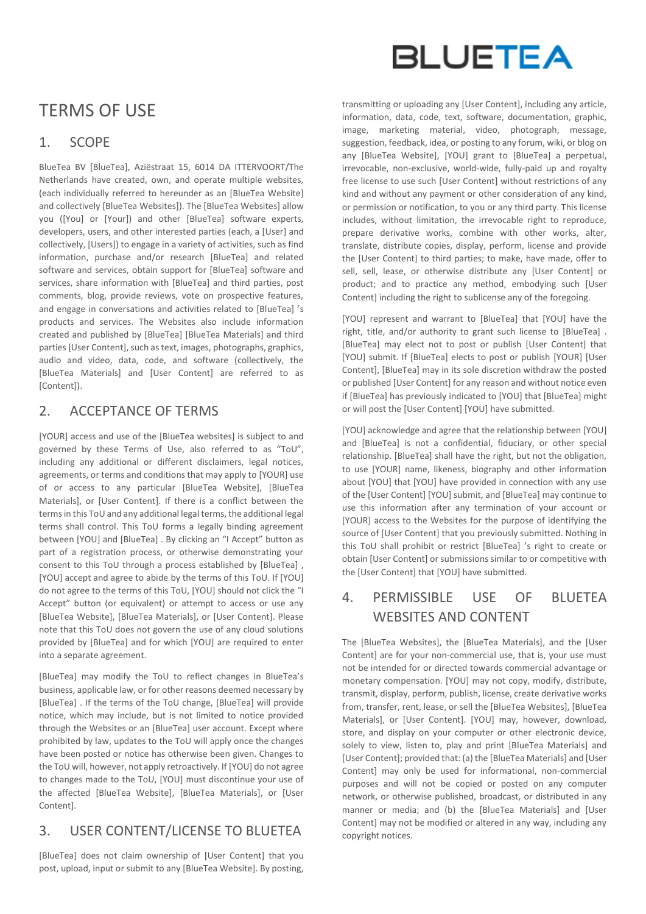BLUETEA

# TERMS OF USE

## 1. SCOPE

BlueTea BV [BlueTea], Aziëstraat 15, 6014 DA ITTERVOORT/The Netherlands have created, own, and operate multiple websites, (each individually referred to hereunder as an [BlueTea Website] and collectively [BlueTea Websites]). The [BlueTea Websites] allow you ([You] or [Your]) and other [BlueTea] software experts, developers, users, and other interested parties (each, a [User] and collectively, [Users]) to engage in a variety of activities, such as find information, purchase and/or research [BlueTea] and related software and services, obtain support for [BlueTea] software and services, share information with [BlueTea] and third parties, post comments, blog, provide reviews, vote on prospective features, and engage in conversations and activities related to [BlueTea] 's products and services. The Websites also include information created and published by [BlueTea] [BlueTea Materials] and third parties [User Content], such as text, images, photographs, graphics, audio and video, data, code, and software (collectively, the [BlueTea Materials] and [User Content] are referred to as [Content]).

## 2. ACCEPTANCE OF TERMS

[YOUR] access and use of the [BlueTea websites] is subject to and governed by these Terms of Use, also referred to as "ToU", including any additional or different disclaimers, legal notices, agreements, or terms and conditions that may apply to [YOUR] use of or access to any particular [BlueTea Website], [BlueTea Materials], or [User Content]. If there is a conflict between the terms in this ToU and any additional legal terms, the additional legal terms shall control. This ToU forms a legally binding agreement between [YOU] and [BlueTea] . By clicking an "I Accept" button as part of a registration process, or otherwise demonstrating your consent to this ToU through a process established by [BlueTea] , [YOU] accept and agree to abide by the terms of this ToU. If [YOU] do not agree to the terms of this ToU, [YOU] should not click the "I Accept" button (or equivalent) or attempt to access or use any [BlueTea Website], [BlueTea Materials], or [User Content]. Please note that this ToU does not govern the use of any cloud solutions provided by [BlueTea] and for which [YOU] are required to enter into a separate agreement.

[BlueTea] may modify the ToU to reflect changes in BlueTea's business, applicable law, or for other reasons deemed necessary by [BlueTea] . If the terms of the ToU change, [BlueTea] will provide notice, which may include, but is not limited to notice provided through the Websites or an [BlueTea] user account. Except where prohibited by law, updates to the ToU will apply once the changes have been posted or notice has otherwise been given. Changes to the ToU will, however, not apply retroactively. If [YOU] do not agree to changes made to the ToU, [YOU] must discontinue your use of the affected [BlueTea Website], [BlueTea Materials], or [User Content].

## 3. USER CONTENT/LICENSE TO BLUETEA

[BlueTea] does not claim ownership of [User Content] that you post, upload, input or submit to any [BlueTea Website]. By posting, transmitting or uploading any [User Content], including any article, information, data, code, text, software, documentation, graphic, image, marketing material, video, photograph, message, suggestion, feedback, idea, or posting to any forum, wiki, or blog on any [BlueTea Website], [YOU] grant to [BlueTea] a perpetual, irrevocable, non-exclusive, world-wide, fully-paid up and royalty free license to use such [User Content] without restrictions of any kind and without any payment or other consideration of any kind, or permission or notification, to you or any third party. This license includes, without limitation, the irrevocable right to reproduce, prepare derivative works, combine with other works, alter, translate, distribute copies, display, perform, license and provide the [User Content] to third parties; to make, have made, offer to sell, sell, lease, or otherwise distribute any [User Content] or product; and to practice any method, embodying such [User Content] including the right to sublicense any of the foregoing.

[YOU] represent and warrant to [BlueTea] that [YOU] have the right, title, and/or authority to grant such license to [BlueTea] . [BlueTea] may elect not to post or publish [User Content] that [YOU] submit. If [BlueTea] elects to post or publish [YOUR] [User Content], [BlueTea] may in its sole discretion withdraw the posted or published [User Content] for any reason and without notice even if [BlueTea] has previously indicated to [YOU] that [BlueTea] might or will post the [User Content] [YOU] have submitted.

[YOU] acknowledge and agree that the relationship between [YOU] and [BlueTea] is not a confidential, fiduciary, or other special relationship. [BlueTea] shall have the right, but not the obligation, to use [YOUR] name, likeness, biography and other information about [YOU] that [YOU] have provided in connection with any use of the [User Content] [YOU] submit, and [BlueTea] may continue to use this information after any termination of your account or [YOUR] access to the Websites for the purpose of identifying the source of [User Content] that you previously submitted. Nothing in this ToU shall prohibit or restrict [BlueTea] 's right to create or obtain [User Content] or submissions similar to or competitive with the [User Content] that [YOU] have submitted.

## 4. PERMISSIBLE USE OF BLUETEA WEBSITES AND CONTENT

The [BlueTea Websites], the [BlueTea Materials], and the [User Content] are for your non-commercial use, that is, your use must not be intended for or directed towards commercial advantage or monetary compensation. [YOU] may not copy, modify, distribute, transmit, display, perform, publish, license, create derivative works from, transfer, rent, lease, or sell the [BlueTea Websites], [BlueTea Materials], or [User Content]. [YOU] may, however, download, store, and display on your computer or other electronic device, solely to view, listen to, play and print [BlueTea Materials] and [User Content]; provided that: (a) the [BlueTea Materials] and [User Content] may only be used for informational, non-commercial purposes and will not be copied or posted on any computer network, or otherwise published, broadcast, or distributed in any manner or media; and (b) the [BlueTea Materials] and [User Content] may not be modified or altered in any way, including any copyright notices.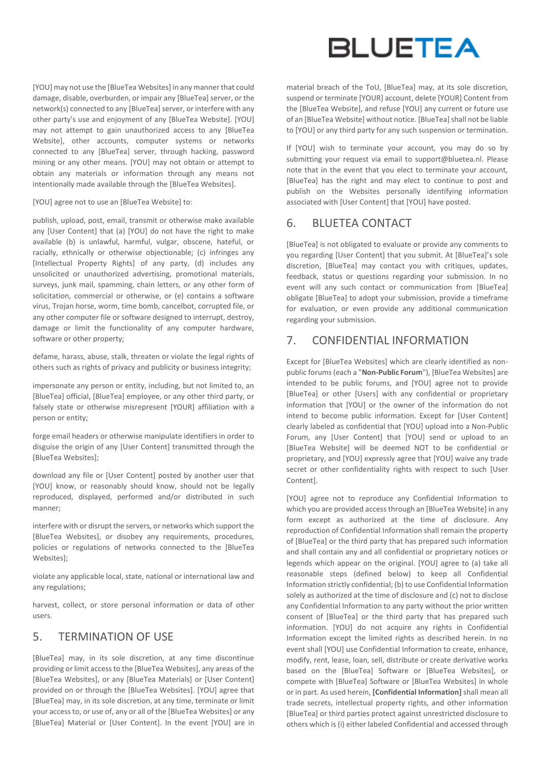[YOU] may not use the [BlueTea Websites] in any manner that could damage, disable, overburden, or impair any [BlueTea] server, or the network(s) connected to any [BlueTea] server, or interfere with any other party's use and enjoyment of any [BlueTea Website]. [YOU] may not attempt to gain unauthorized access to any [BlueTea Website], other accounts, computer systems or networks connected to any [BlueTea] server, through hacking, password mining or any other means. [YOU] may not obtain or attempt to obtain any materials or information through any means not intentionally made available through the [BlueTea Websites].

[YOU] agree not to use an [BlueTea Website] to:

publish, upload, post, email, transmit or otherwise make available any [User Content] that (a) [YOU] do not have the right to make available (b) is unlawful, harmful, vulgar, obscene, hateful, or racially, ethnically or otherwise objectionable; (c) infringes any [Intellectual Property Rights] of any party, (d) includes any unsolicited or unauthorized advertising, promotional materials, surveys, junk mail, spamming, chain letters, or any other form of solicitation, commercial or otherwise, or (e) contains a software virus, Trojan horse, worm, time bomb, cancelbot, corrupted file, or any other computer file or software designed to interrupt, destroy, damage or limit the functionality of any computer hardware, software or other property;

defame, harass, abuse, stalk, threaten or violate the legal rights of others such as rights of privacy and publicity or business integrity;

impersonate any person or entity, including, but not limited to, an [BlueTea] official, [BlueTea] employee, or any other third party, or falsely state or otherwise misrepresent [YOUR] affiliation with a person or entity;

forge email headers or otherwise manipulate identifiers in order to disguise the origin of any [User Content] transmitted through the [BlueTea Websites];

download any file or [User Content] posted by another user that [YOU] know, or reasonably should know, should not be legally reproduced, displayed, performed and/or distributed in such manner;

interfere with or disrupt the servers, or networks which support the [BlueTea Websites], or disobey any requirements, procedures, policies or regulations of networks connected to the [BlueTea Websites];

violate any applicable local, state, national or international law and any regulations;

harvest, collect, or store personal information or data of other users.

## 5. TERMINATION OF USE

[BlueTea] may, in its sole discretion, at any time discontinue providing or limit access to the [BlueTea Websites], any areas of the [BlueTea Websites], or any [BlueTea Materials] or [User Content] provided on or through the [BlueTea Websites]. [YOU] agree that [BlueTea] may, in its sole discretion, at any time, terminate or limit your access to, or use of, any or all of the [BlueTea Websites] or any [BlueTea] Material or [User Content]. In the event [YOU] are in material breach of the ToU, [BlueTea] may, at its sole discretion, suspend or terminate [YOUR] account, delete [YOUR] Content from the [BlueTea Website], and refuse [YOU] any current or future use of an [BlueTea Website] without notice. [BlueTea] shall not be liable to [YOU] or any third party for any such suspension or termination.

If [YOU] wish to terminate your account, you may do so by submitting your request via email to support@bluetea.nl. Please note that in the event that you elect to terminate your account, [BlueTea] has the right and may elect to continue to post and publish on the Websites personally identifying information associated with [User Content] that [YOU] have posted.

## 6. BLUETEA CONTACT

[BlueTea] is not obligated to evaluate or provide any comments to you regarding [User Content] that you submit. At [BlueTea]'s sole discretion, [BlueTea] may contact you with critiques, updates, feedback, status or questions regarding your submission. In no event will any such contact or communication from [BlueTea] obligate [BlueTea] to adopt your submission, provide a timeframe for evaluation, or even provide any additional communication regarding your submission.

## 7. CONFIDENTIAL INFORMATION

Except for [BlueTea Websites] which are clearly identified as non-public forums (each a "**Non-Public Forum**"), [BlueTea Websites] are intended to be public forums, and [YOU] agree not to provide [BlueTea] or other [Users] with any confidential or proprietary information that [YOU] or the owner of the information do not intend to become public information. Except for [User Content] clearly labeled as confidential that [YOU] upload into a Non-Public Forum, any [User Content] that [YOU] send or upload to an [BlueTea Website] will be deemed NOT to be confidential or proprietary, and [YOU] expressly agree that [YOU] waive any trade secret or other confidentiality rights with respect to such [User Content].

[YOU] agree not to reproduce any Confidential Information to which you are provided access through an [BlueTea Website] in any form except as authorized at the time of disclosure. Any reproduction of Confidential Information shall remain the property of [BlueTea] or the third party that has prepared such information and shall contain any and all confidential or proprietary notices or legends which appear on the original. [YOU] agree to (a) take all reasonable steps (defined below) to keep all Confidential Information strictly confidential; (b) to use Confidential Information solely as authorized at the time of disclosure and (c) not to disclose any Confidential Information to any party without the prior written consent of [BlueTea] or the third party that has prepared such information. [YOU] do not acquire any rights in Confidential Information except the limited rights as described herein. In no event shall [YOU] use Confidential Information to create, enhance, modify, rent, lease, loan, sell, distribute or create derivative works based on the [BlueTea] Software or [BlueTea Websites], or compete with [BlueTea] Software or [BlueTea Websites] in whole or in part. As used herein, **[Confidential Information]** shall mean all trade secrets, intellectual property rights, and other information [BlueTea] or third parties protect against unrestricted disclosure to others which is (i) either labeled Confidential and accessed through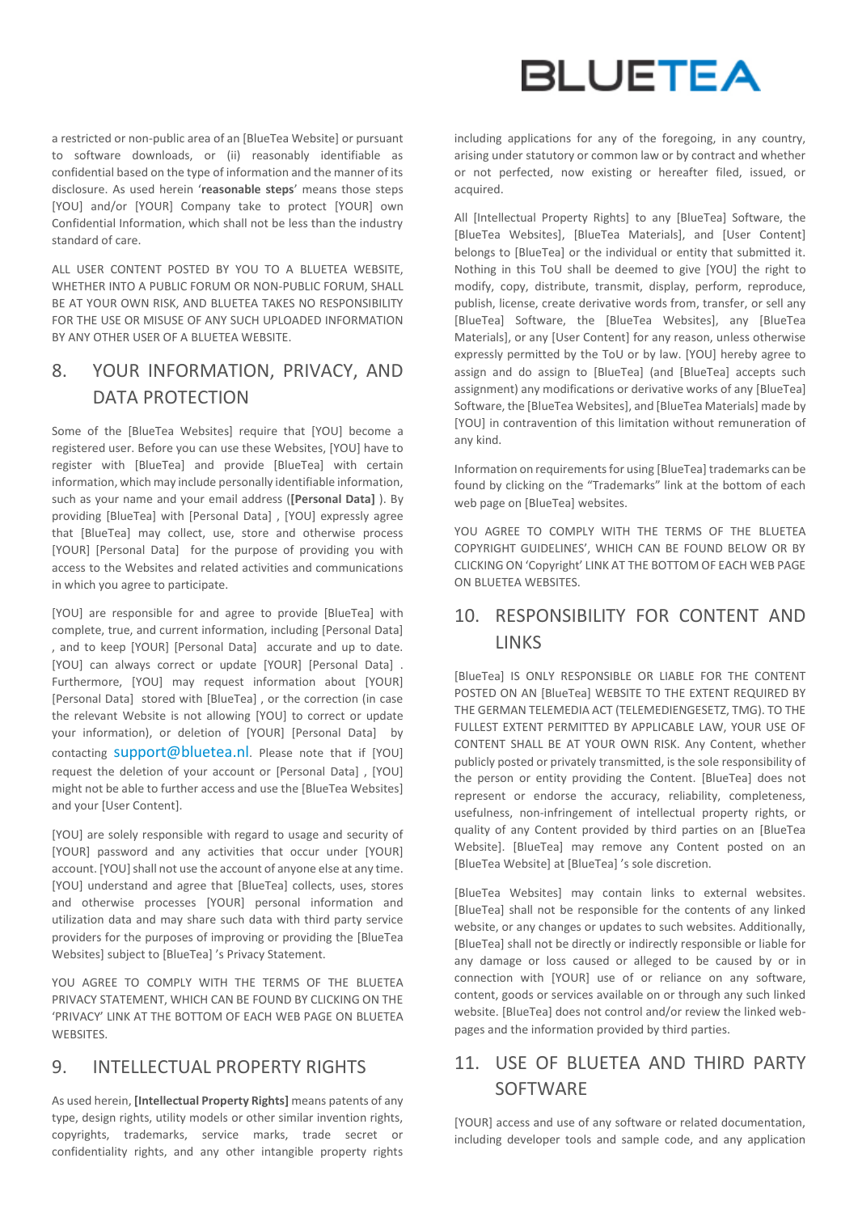a restricted or non-public area of an [BlueTea Website] or pursuant to software downloads, or (ii) reasonably identifiable as confidential based on the type of information and the manner of its disclosure. As used herein '**reasonable steps**' means those steps [YOU] and/or [YOUR] Company take to protect [YOUR] own Confidential Information, which shall not be less than the industry standard of care.

ALL USER CONTENT POSTED BY YOU TO A BLUETEA WEBSITE, WHETHER INTO A PUBLIC FORUM OR NON-PUBLIC FORUM, SHALL BE AT YOUR OWN RISK, AND BLUETEA TAKES NO RESPONSIBILITY FOR THE USE OR MISUSE OF ANY SUCH UPLOADED INFORMATION BY ANY OTHER USER OF A BLUETEA WEBSITE.

## 8. YOUR INFORMATION, PRIVACY, AND DATA PROTECTION

Some of the [BlueTea Websites] require that [YOU] become a registered user. Before you can use these Websites, [YOU] have to register with [BlueTea] and provide [BlueTea] with certain information, which may include personally identifiable information, such as your name and your email address (**[Personal Data]** ). By providing [BlueTea] with [Personal Data] , [YOU] expressly agree that [BlueTea] may collect, use, store and otherwise process [YOUR] [Personal Data] for the purpose of providing you with access to the Websites and related activities and communications in which you agree to participate.

[YOU] are responsible for and agree to provide [BlueTea] with complete, true, and current information, including [Personal Data] , and to keep [YOUR] [Personal Data] accurate and up to date. [YOU] can always correct or update [YOUR] [Personal Data] . Furthermore, [YOU] may request information about [YOUR] [Personal Data] stored with [BlueTea] , or the correction (in case the relevant Website is not allowing [YOU] to correct or update your information), or deletion of [YOUR] [Personal Data] by contacting support@bluetea.nl. Please note that if [YOU] request the deletion of your account or [Personal Data] , [YOU] might not be able to further access and use the [BlueTea Websites] and your [User Content].

[YOU] are solely responsible with regard to usage and security of [YOUR] password and any activities that occur under [YOUR] account. [YOU] shall not use the account of anyone else at any time. [YOU] understand and agree that [BlueTea] collects, uses, stores and otherwise processes [YOUR] personal information and utilization data and may share such data with third party service providers for the purposes of improving or providing the [BlueTea Websites] subject to [BlueTea] 's Privacy Statement.

YOU AGREE TO COMPLY WITH THE TERMS OF THE BLUETEA PRIVACY STATEMENT, WHICH CAN BE FOUND BY CLICKING ON THE 'PRIVACY' LINK AT THE BOTTOM OF EACH WEB PAGE ON BLUETEA WEBSITES.

## 9. INTELLECTUAL PROPERTY RIGHTS

As used herein, **[Intellectual Property Rights]** means patents of any type, design rights, utility models or other similar invention rights, copyrights, trademarks, service marks, trade secret or confidentiality rights, and any other intangible property rights including applications for any of the foregoing, in any country, arising under statutory or common law or by contract and whether or not perfected, now existing or hereafter filed, issued, or acquired.

All [Intellectual Property Rights] to any [BlueTea] Software, the [BlueTea Websites], [BlueTea Materials], and [User Content] belongs to [BlueTea] or the individual or entity that submitted it. Nothing in this ToU shall be deemed to give [YOU] the right to modify, copy, distribute, transmit, display, perform, reproduce, publish, license, create derivative words from, transfer, or sell any [BlueTea] Software, the [BlueTea Websites], any [BlueTea Materials], or any [User Content] for any reason, unless otherwise expressly permitted by the ToU or by law. [YOU] hereby agree to assign and do assign to [BlueTea] (and [BlueTea] accepts such assignment) any modifications or derivative works of any [BlueTea] Software, the [BlueTea Websites], and [BlueTea Materials] made by [YOU] in contravention of this limitation without remuneration of any kind.

Information on requirements for using [BlueTea] trademarks can be found by clicking on the "Trademarks" link at the bottom of each web page on [BlueTea] websites.

YOU AGREE TO COMPLY WITH THE TERMS OF THE BLUETEA COPYRIGHT GUIDELINES', WHICH CAN BE FOUND BELOW OR BY CLICKING ON 'Copyright' LINK AT THE BOTTOM OF EACH WEB PAGE ON BLUETEA WEBSITES.

## 10. RESPONSIBILITY FOR CONTENT AND LINKS

[BlueTea] IS ONLY RESPONSIBLE OR LIABLE FOR THE CONTENT POSTED ON AN [BlueTea] WEBSITE TO THE EXTENT REQUIRED BY THE GERMAN TELEMEDIA ACT (TELEMEDIENGESETZ, TMG). TO THE FULLEST EXTENT PERMITTED BY APPLICABLE LAW, YOUR USE OF CONTENT SHALL BE AT YOUR OWN RISK. Any Content, whether publicly posted or privately transmitted, is the sole responsibility of the person or entity providing the Content. [BlueTea] does not represent or endorse the accuracy, reliability, completeness, usefulness, non-infringement of intellectual property rights, or quality of any Content provided by third parties on an [BlueTea Website]. [BlueTea] may remove any Content posted on an [BlueTea Website] at [BlueTea] 's sole discretion.

[BlueTea Websites] may contain links to external websites. [BlueTea] shall not be responsible for the contents of any linked website, or any changes or updates to such websites. Additionally, [BlueTea] shall not be directly or indirectly responsible or liable for any damage or loss caused or alleged to be caused by or in connection with [YOUR] use of or reliance on any software, content, goods or services available on or through any such linked website. [BlueTea] does not control and/or review the linked web-pages and the information provided by third parties.

## 11. USE OF BLUETEA AND THIRD PARTY SOFTWARE

[YOUR] access and use of any software or related documentation, including developer tools and sample code, and any application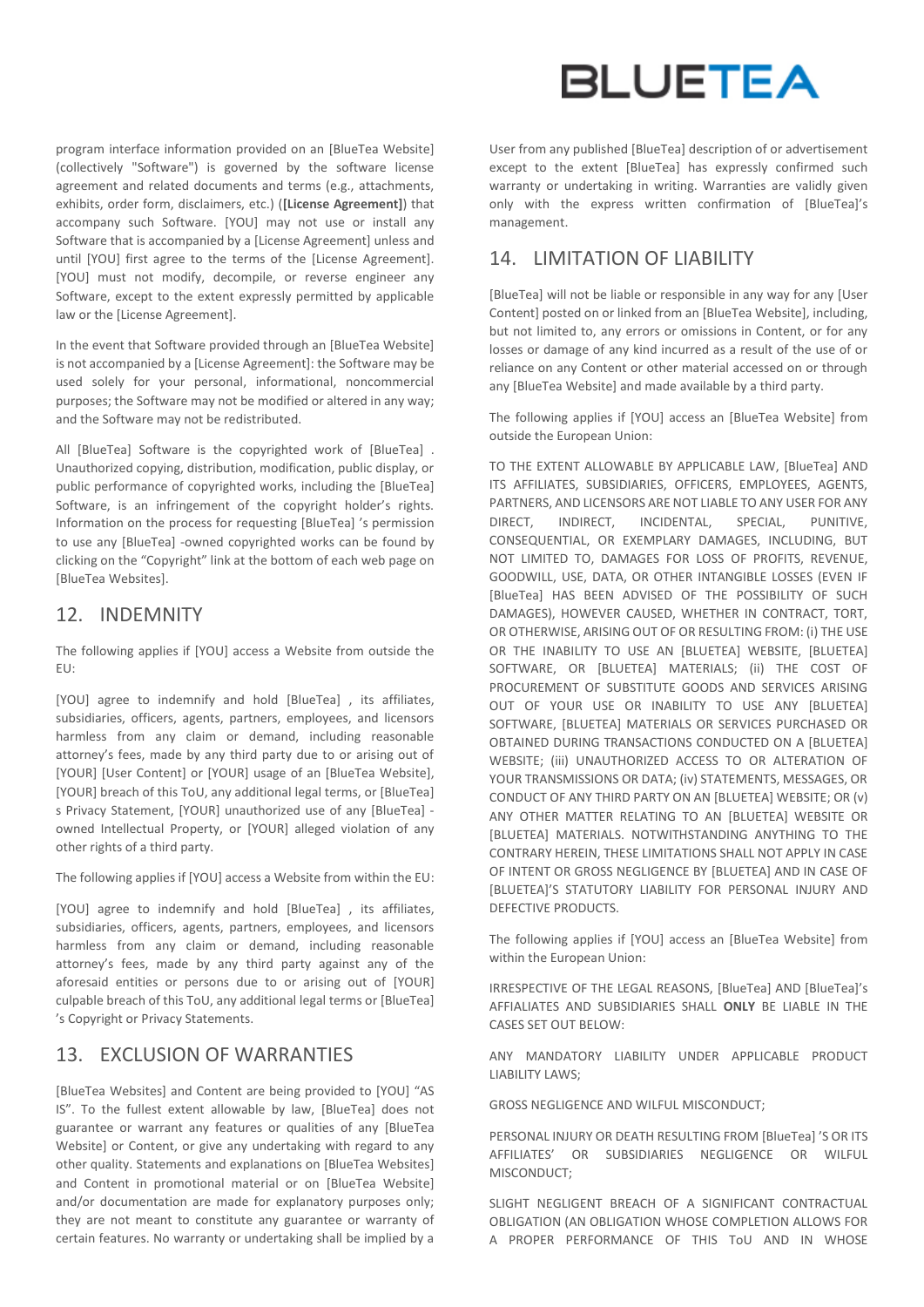program interface information provided on an [BlueTea Website] (collectively "Software") is governed by the software license agreement and related documents and terms (e.g., attachments, exhibits, order form, disclaimers, etc.) (**[License Agreement]**) that accompany such Software. [YOU] may not use or install any Software that is accompanied by a [License Agreement] unless and until [YOU] first agree to the terms of the [License Agreement]. [YOU] must not modify, decompile, or reverse engineer any Software, except to the extent expressly permitted by applicable law or the [License Agreement].

In the event that Software provided through an [BlueTea Website] is not accompanied by a [License Agreement]: the Software may be used solely for your personal, informational, noncommercial purposes; the Software may not be modified or altered in any way; and the Software may not be redistributed.

All [BlueTea] Software is the copyrighted work of [BlueTea] . Unauthorized copying, distribution, modification, public display, or public performance of copyrighted works, including the [BlueTea] Software, is an infringement of the copyright holder's rights. Information on the process for requesting [BlueTea] 's permission to use any [BlueTea] -owned copyrighted works can be found by clicking on the "Copyright" link at the bottom of each web page on [BlueTea Websites].

## 12. INDEMNITY

The following applies if [YOU] access a Website from outside the EU:

[YOU] agree to indemnify and hold [BlueTea] , its affiliates, subsidiaries, officers, agents, partners, employees, and licensors harmless from any claim or demand, including reasonable attorney's fees, made by any third party due to or arising out of [YOUR] [User Content] or [YOUR] usage of an [BlueTea Website], [YOUR] breach of this ToU, any additional legal terms, or [BlueTea] s Privacy Statement, [YOUR] unauthorized use of any [BlueTea] -owned Intellectual Property, or [YOUR] alleged violation of any other rights of a third party.

The following applies if [YOU] access a Website from within the EU:

[YOU] agree to indemnify and hold [BlueTea] , its affiliates, subsidiaries, officers, agents, partners, employees, and licensors harmless from any claim or demand, including reasonable attorney's fees, made by any third party against any of the aforesaid entities or persons due to or arising out of [YOUR] culpable breach of this ToU, any additional legal terms or [BlueTea] 's Copyright or Privacy Statements.

## 13. EXCLUSION OF WARRANTIES

[BlueTea Websites] and Content are being provided to [YOU] "AS IS". To the fullest extent allowable by law, [BlueTea] does not guarantee or warrant any features or qualities of any [BlueTea Website] or Content, or give any undertaking with regard to any other quality. Statements and explanations on [BlueTea Websites] and Content in promotional material or on [BlueTea Website] and/or documentation are made for explanatory purposes only; they are not meant to constitute any guarantee or warranty of certain features. No warranty or undertaking shall be implied by a User from any published [BlueTea] description of or advertisement except to the extent [BlueTea] has expressly confirmed such warranty or undertaking in writing. Warranties are validly given only with the express written confirmation of [BlueTea]'s management.

## 14. LIMITATION OF LIABILITY

[BlueTea] will not be liable or responsible in any way for any [User Content] posted on or linked from an [BlueTea Website], including, but not limited to, any errors or omissions in Content, or for any losses or damage of any kind incurred as a result of the use of or reliance on any Content or other material accessed on or through any [BlueTea Website] and made available by a third party.

The following applies if [YOU] access an [BlueTea Website] from outside the European Union:

TO THE EXTENT ALLOWABLE BY APPLICABLE LAW, [BlueTea] AND ITS AFFILIATES, SUBSIDIARIES, OFFICERS, EMPLOYEES, AGENTS, PARTNERS, AND LICENSORS ARE NOT LIABLE TO ANY USER FOR ANY DIRECT, INDIRECT, INCIDENTAL, SPECIAL, PUNITIVE, CONSEQUENTIAL, OR EXEMPLARY DAMAGES, INCLUDING, BUT NOT LIMITED TO, DAMAGES FOR LOSS OF PROFITS, REVENUE, GOODWILL, USE, DATA, OR OTHER INTANGIBLE LOSSES (EVEN IF [BlueTea] HAS BEEN ADVISED OF THE POSSIBILITY OF SUCH DAMAGES), HOWEVER CAUSED, WHETHER IN CONTRACT, TORT, OR OTHERWISE, ARISING OUT OF OR RESULTING FROM: (i) THE USE OR THE INABILITY TO USE AN [BLUETEA] WEBSITE, [BLUETEA] SOFTWARE, OR [BLUETEA] MATERIALS; (ii) THE COST OF PROCUREMENT OF SUBSTITUTE GOODS AND SERVICES ARISING OUT OF YOUR USE OR INABILITY TO USE ANY [BLUETEA] SOFTWARE, [BLUETEA] MATERIALS OR SERVICES PURCHASED OR OBTAINED DURING TRANSACTIONS CONDUCTED ON A [BLUETEA] WEBSITE; (iii) UNAUTHORIZED ACCESS TO OR ALTERATION OF YOUR TRANSMISSIONS OR DATA; (iv) STATEMENTS, MESSAGES, OR CONDUCT OF ANY THIRD PARTY ON AN [BLUETEA] WEBSITE; OR (v) ANY OTHER MATTER RELATING TO AN [BLUETEA] WEBSITE OR [BLUETEA] MATERIALS. NOTWITHSTANDING ANYTHING TO THE CONTRARY HEREIN, THESE LIMITATIONS SHALL NOT APPLY IN CASE OF INTENT OR GROSS NEGLIGENCE BY [BLUETEA] AND IN CASE OF [BLUETEA]'S STATUTORY LIABILITY FOR PERSONAL INJURY AND DEFECTIVE PRODUCTS.

The following applies if [YOU] access an [BlueTea Website] from within the European Union:

IRRESPECTIVE OF THE LEGAL REASONS, [BlueTea] AND [BlueTea]'s AFFILIATES AND SUBSIDIARIES SHALL **ONLY** BE LIABLE IN THE CASES SET OUT BELOW:

ANY MANDATORY LIABILITY UNDER APPLICABLE PRODUCT LIABILITY LAWS;

GROSS NEGLIGENCE AND WILFUL MISCONDUCT;

PERSONAL INJURY OR DEATH RESULTING FROM [BlueTea] 'S OR ITS AFFILIATES' OR SUBSIDIARIES NEGLIGENCE OR WILFUL MISCONDUCT;

SLIGHT NEGLIGENT BREACH OF A SIGNIFICANT CONTRACTUAL OBLIGATION (AN OBLIGATION WHOSE COMPLETION ALLOWS FOR A PROPER PERFORMANCE OF THIS ToU AND IN WHOSE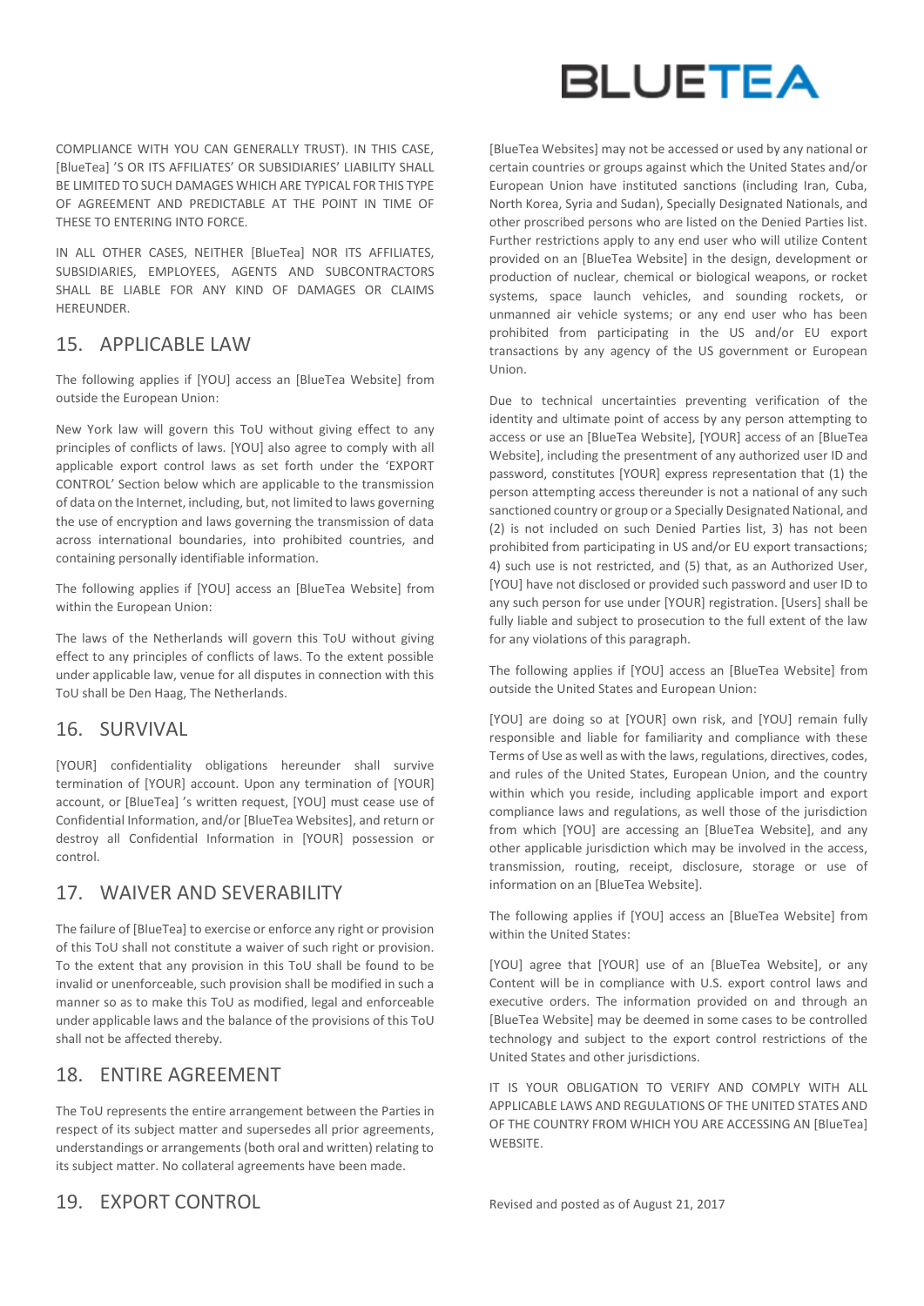COMPLIANCE WITH YOU CAN GENERALLY TRUST). IN THIS CASE, [BlueTea] 'S OR ITS AFFILIATES' OR SUBSIDIARIES' LIABILITY SHALL BE LIMITED TO SUCH DAMAGES WHICH ARE TYPICAL FOR THIS TYPE OF AGREEMENT AND PREDICTABLE AT THE POINT IN TIME OF THESE TO ENTERING INTO FORCE.

IN ALL OTHER CASES, NEITHER [BlueTea] NOR ITS AFFILIATES, SUBSIDIARIES, EMPLOYEES, AGENTS AND SUBCONTRACTORS SHALL BE LIABLE FOR ANY KIND OF DAMAGES OR CLAIMS HEREUNDER.

## 15. APPLICABLE LAW

The following applies if [YOU] access an [BlueTea Website] from outside the European Union:

New York law will govern this ToU without giving effect to any principles of conflicts of laws. [YOU] also agree to comply with all applicable export control laws as set forth under the 'EXPORT CONTROL' Section below which are applicable to the transmission of data on the Internet, including, but, not limited to laws governing the use of encryption and laws governing the transmission of data across international boundaries, into prohibited countries, and containing personally identifiable information.

The following applies if [YOU] access an [BlueTea Website] from within the European Union:

The laws of the Netherlands will govern this ToU without giving effect to any principles of conflicts of laws. To the extent possible under applicable law, venue for all disputes in connection with this ToU shall be Den Haag, The Netherlands.

## 16. SURVIVAL

[YOUR] confidentiality obligations hereunder shall survive termination of [YOUR] account. Upon any termination of [YOUR] account, or [BlueTea] 's written request, [YOU] must cease use of Confidential Information, and/or [BlueTea Websites], and return or destroy all Confidential Information in [YOUR] possession or control.

## 17. WAIVER AND SEVERABILITY

The failure of [BlueTea] to exercise or enforce any right or provision of this ToU shall not constitute a waiver of such right or provision. To the extent that any provision in this ToU shall be found to be invalid or unenforceable, such provision shall be modified in such a manner so as to make this ToU as modified, legal and enforceable under applicable laws and the balance of the provisions of this ToU shall not be affected thereby.

## 18. ENTIRE AGREEMENT

The ToU represents the entire arrangement between the Parties in respect of its subject matter and supersedes all prior agreements, understandings or arrangements (both oral and written) relating to its subject matter. No collateral agreements have been made.

## 19. EXPORT CONTROL

[BlueTea Websites] may not be accessed or used by any national or certain countries or groups against which the United States and/or European Union have instituted sanctions (including Iran, Cuba, North Korea, Syria and Sudan), Specially Designated Nationals, and other proscribed persons who are listed on the Denied Parties list. Further restrictions apply to any end user who will utilize Content provided on an [BlueTea Website] in the design, development or production of nuclear, chemical or biological weapons, or rocket systems, space launch vehicles, and sounding rockets, or unmanned air vehicle systems; or any end user who has been prohibited from participating in the US and/or EU export transactions by any agency of the US government or European Union.

Due to technical uncertainties preventing verification of the identity and ultimate point of access by any person attempting to access or use an [BlueTea Website], [YOUR] access of an [BlueTea Website], including the presentment of any authorized user ID and password, constitutes [YOUR] express representation that (1) the person attempting access thereunder is not a national of any such sanctioned country or group or a Specially Designated National, and (2) is not included on such Denied Parties list, 3) has not been prohibited from participating in US and/or EU export transactions; 4) such use is not restricted, and (5) that, as an Authorized User, [YOU] have not disclosed or provided such password and user ID to any such person for use under [YOUR] registration. [Users] shall be fully liable and subject to prosecution to the full extent of the law for any violations of this paragraph.

The following applies if [YOU] access an [BlueTea Website] from outside the United States and European Union:

[YOU] are doing so at [YOUR] own risk, and [YOU] remain fully responsible and liable for familiarity and compliance with these Terms of Use as well as with the laws, regulations, directives, codes, and rules of the United States, European Union, and the country within which you reside, including applicable import and export compliance laws and regulations, as well those of the jurisdiction from which [YOU] are accessing an [BlueTea Website], and any other applicable jurisdiction which may be involved in the access, transmission, routing, receipt, disclosure, storage or use of information on an [BlueTea Website].

The following applies if [YOU] access an [BlueTea Website] from within the United States:

[YOU] agree that [YOUR] use of an [BlueTea Website], or any Content will be in compliance with U.S. export control laws and executive orders. The information provided on and through an [BlueTea Website] may be deemed in some cases to be controlled technology and subject to the export control restrictions of the United States and other jurisdictions.

IT IS YOUR OBLIGATION TO VERIFY AND COMPLY WITH ALL APPLICABLE LAWS AND REGULATIONS OF THE UNITED STATES AND OF THE COUNTRY FROM WHICH YOU ARE ACCESSING AN [BlueTea] WEBSITE.

Revised and posted as of August 21, 2017